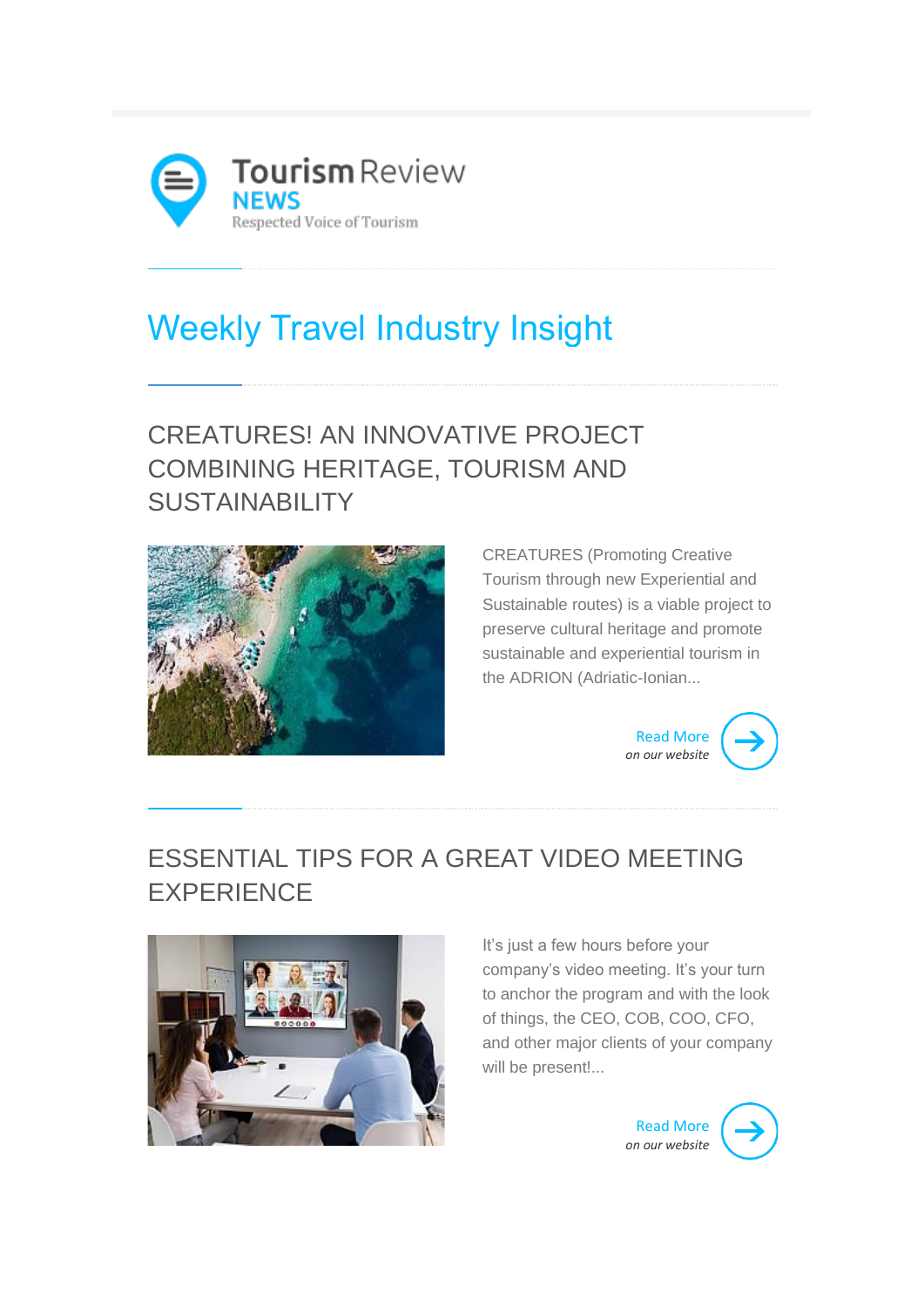Tourism Review **NEWS**

Respected Voice of Tourism

# Weekly Travel Industry Insight

## CREATURES! AN INNOVATIVE PROJECT COMBINING HERITAGE, TOURISM AND SUSTAINABILITY

CREATURES (Promoting Creative Tourism through new Experiential and Sustainable routes) is a viable project to preserve cultural heritage and promote sustainable and experiential tourism in the ADRION (Adriatic-Ionian...

Read More
*on our website*

## ESSENTIAL TIPS FOR A GREAT VIDEO MEETING EXPERIENCE

It's just a few hours before your company's video meeting. It's your turn to anchor the program and with the look of things, the CEO, COB, COO, CFO, and other major clients of your company will be present!...

Read More
*on our website*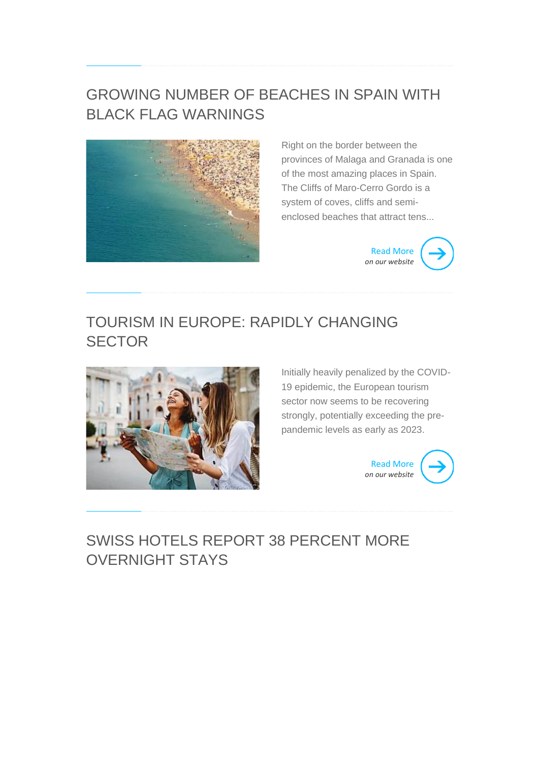## GROWING NUMBER OF BEACHES IN SPAIN WITH BLACK FLAG WARNINGS

Right on the border between the provinces of Malaga and Granada is one of the most amazing places in Spain. The Cliffs of Maro-Cerro Gordo is a system of coves, cliffs and semi-enclosed beaches that attract tens...

Read More
*on our website*

## TOURISM IN EUROPE: RAPIDLY CHANGING SECTOR

Initially heavily penalized by the COVID-19 epidemic, the European tourism sector now seems to be recovering strongly, potentially exceeding the pre-pandemic levels as early as 2023.

Read More
*on our website*

## SWISS HOTELS REPORT 38 PERCENT MORE OVERNIGHT STAYS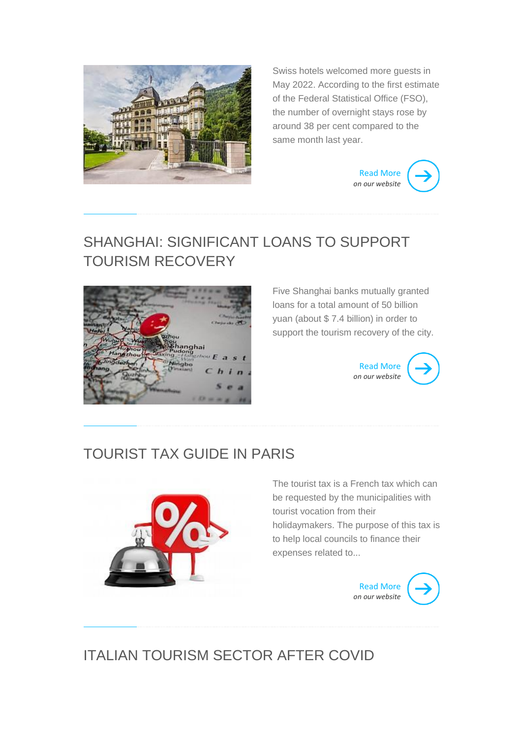Swiss hotels welcomed more guests in May 2022. According to the first estimate of the Federal Statistical Office (FSO), the number of overnight stays rose by around 38 per cent compared to the same month last year.

Read More
*on our website*

## SHANGHAI: SIGNIFICANT LOANS TO SUPPORT TOURISM RECOVERY

Five Shanghai banks mutually granted loans for a total amount of 50 billion yuan (about $ 7.4 billion) in order to support the tourism recovery of the city.

Read More
*on our website*

## TOURIST TAX GUIDE IN PARIS

The tourist tax is a French tax which can be requested by the municipalities with tourist vocation from their holidaymakers. The purpose of this tax is to help local councils to finance their expenses related to...

Read More
*on our website*

## ITALIAN TOURISM SECTOR AFTER COVID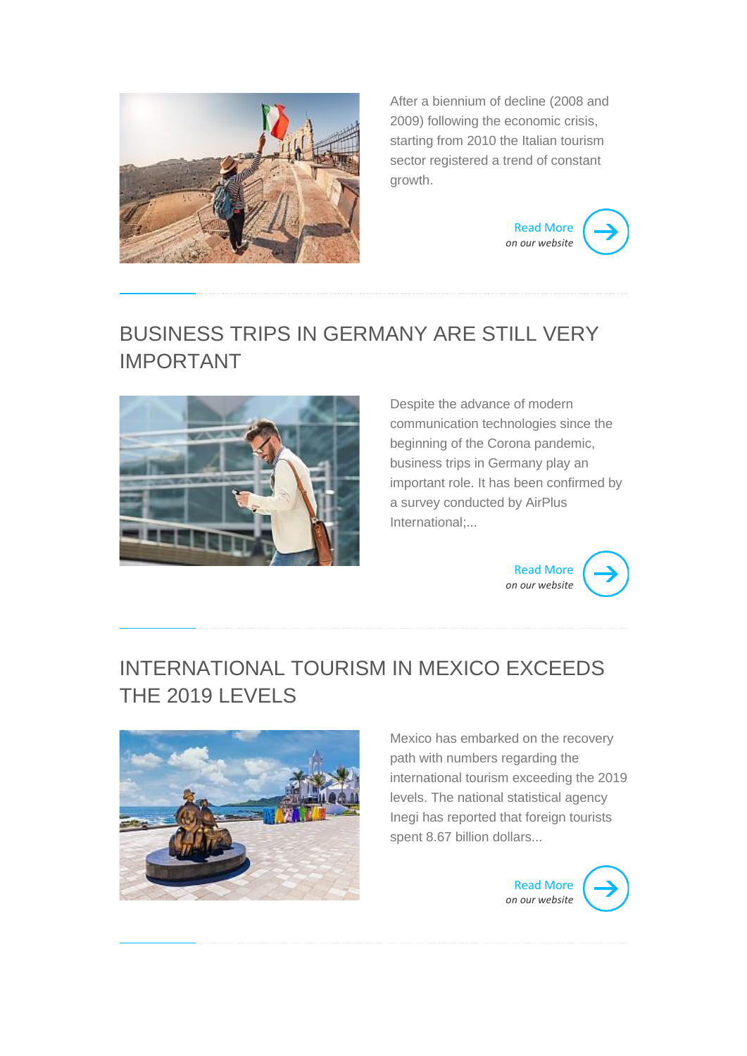After a biennium of decline (2008 and 2009) following the economic crisis, starting from 2010 the Italian tourism sector registered a trend of constant growth.

Read More
*on our website*

---

## BUSINESS TRIPS IN GERMANY ARE STILL VERY IMPORTANT

Despite the advance of modern communication technologies since the beginning of the Corona pandemic, business trips in Germany play an important role. It has been confirmed by a survey conducted by AirPlus International;...

Read More
*on our website*

---

## INTERNATIONAL TOURISM IN MEXICO EXCEEDS THE 2019 LEVELS

Mexico has embarked on the recovery path with numbers regarding the international tourism exceeding the 2019 levels. The national statistical agency Inegi has reported that foreign tourists spent 8.67 billion dollars...

Read More
*on our website*

---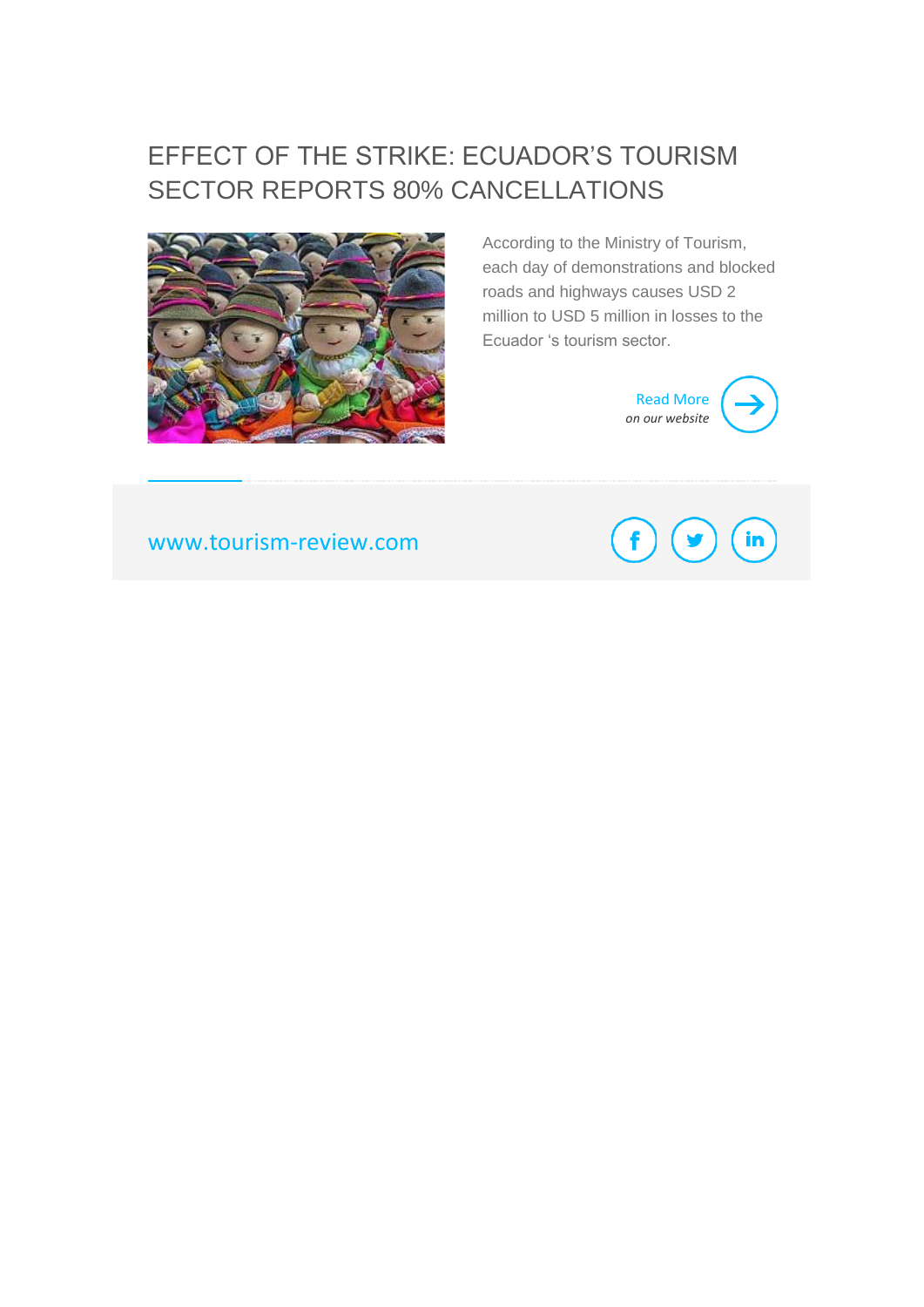## EFFECT OF THE STRIKE: ECUADOR'S TOURISM SECTOR REPORTS 80% CANCELLATIONS

According to the Ministry of Tourism, each day of demonstrations and blocked roads and highways causes USD 2 million to USD 5 million in losses to the Ecuador 's tourism sector.

Read More
*on our website*

www.tourism-review.com